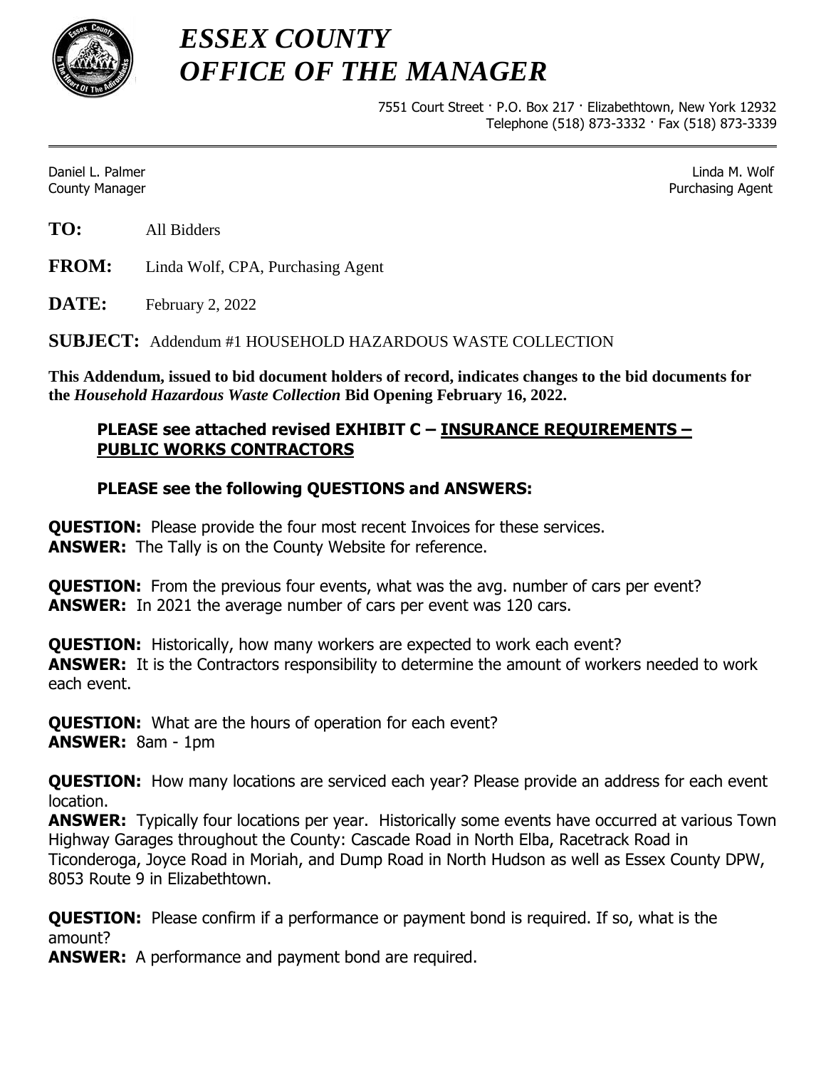# *ESSEX COUNTY*
# *OFFICE OF THE MANAGER*

7551 Court Street · P.O. Box 217 · Elizabethtown, New York 12932
Telephone (518) 873-3332 · Fax (518) 873-3339

---

Daniel L. Palmer
County Manager

Linda M. Wolf
Purchasing Agent

**TO:** All Bidders

**FROM:** Linda Wolf, CPA, Purchasing Agent

**DATE:** February 2, 2022

**SUBJECT:** Addendum #1 HOUSEHOLD HAZARDOUS WASTE COLLECTION

**This Addendum, issued to bid document holders of record, indicates changes to the bid documents for the *Household Hazardous Waste Collection* Bid Opening February 16, 2022.**

**PLEASE see attached revised EXHIBIT C – <u>INSURANCE REQUIREMENTS – PUBLIC WORKS CONTRACTORS</u>**

**PLEASE see the following QUESTIONS and ANSWERS:**

**QUESTION:** Please provide the four most recent Invoices for these services.
**ANSWER:** The Tally is on the County Website for reference.

**QUESTION:** From the previous four events, what was the avg. number of cars per event?
**ANSWER:** In 2021 the average number of cars per event was 120 cars.

**QUESTION:** Historically, how many workers are expected to work each event?
**ANSWER:** It is the Contractors responsibility to determine the amount of workers needed to work each event.

**QUESTION:** What are the hours of operation for each event?
**ANSWER:** 8am - 1pm

**QUESTION:** How many locations are serviced each year? Please provide an address for each event location.
**ANSWER:** Typically four locations per year. Historically some events have occurred at various Town Highway Garages throughout the County: Cascade Road in North Elba, Racetrack Road in Ticonderoga, Joyce Road in Moriah, and Dump Road in North Hudson as well as Essex County DPW, 8053 Route 9 in Elizabethtown.

**QUESTION:** Please confirm if a performance or payment bond is required. If so, what is the amount?
**ANSWER:** A performance and payment bond are required.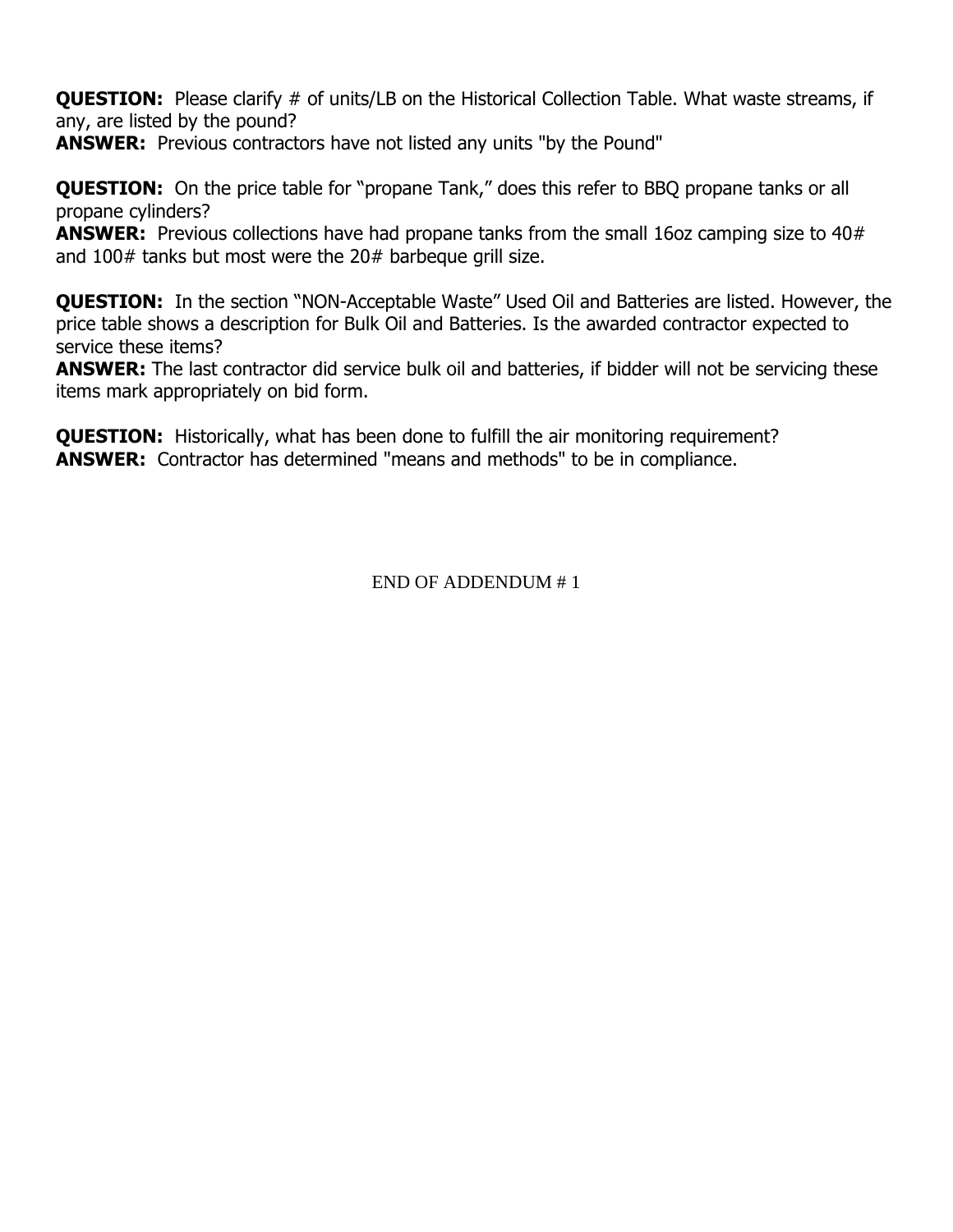**QUESTION:** Please clarify # of units/LB on the Historical Collection Table. What waste streams, if any, are listed by the pound?
**ANSWER:** Previous contractors have not listed any units "by the Pound"

**QUESTION:** On the price table for "propane Tank," does this refer to BBQ propane tanks or all propane cylinders?
**ANSWER:** Previous collections have had propane tanks from the small 16oz camping size to 40# and 100# tanks but most were the 20# barbeque grill size.

**QUESTION:** In the section "NON-Acceptable Waste" Used Oil and Batteries are listed. However, the price table shows a description for Bulk Oil and Batteries. Is the awarded contractor expected to service these items?
**ANSWER:** The last contractor did service bulk oil and batteries, if bidder will not be servicing these items mark appropriately on bid form.

**QUESTION:** Historically, what has been done to fulfill the air monitoring requirement?
**ANSWER:** Contractor has determined "means and methods" to be in compliance.

END OF ADDENDUM # 1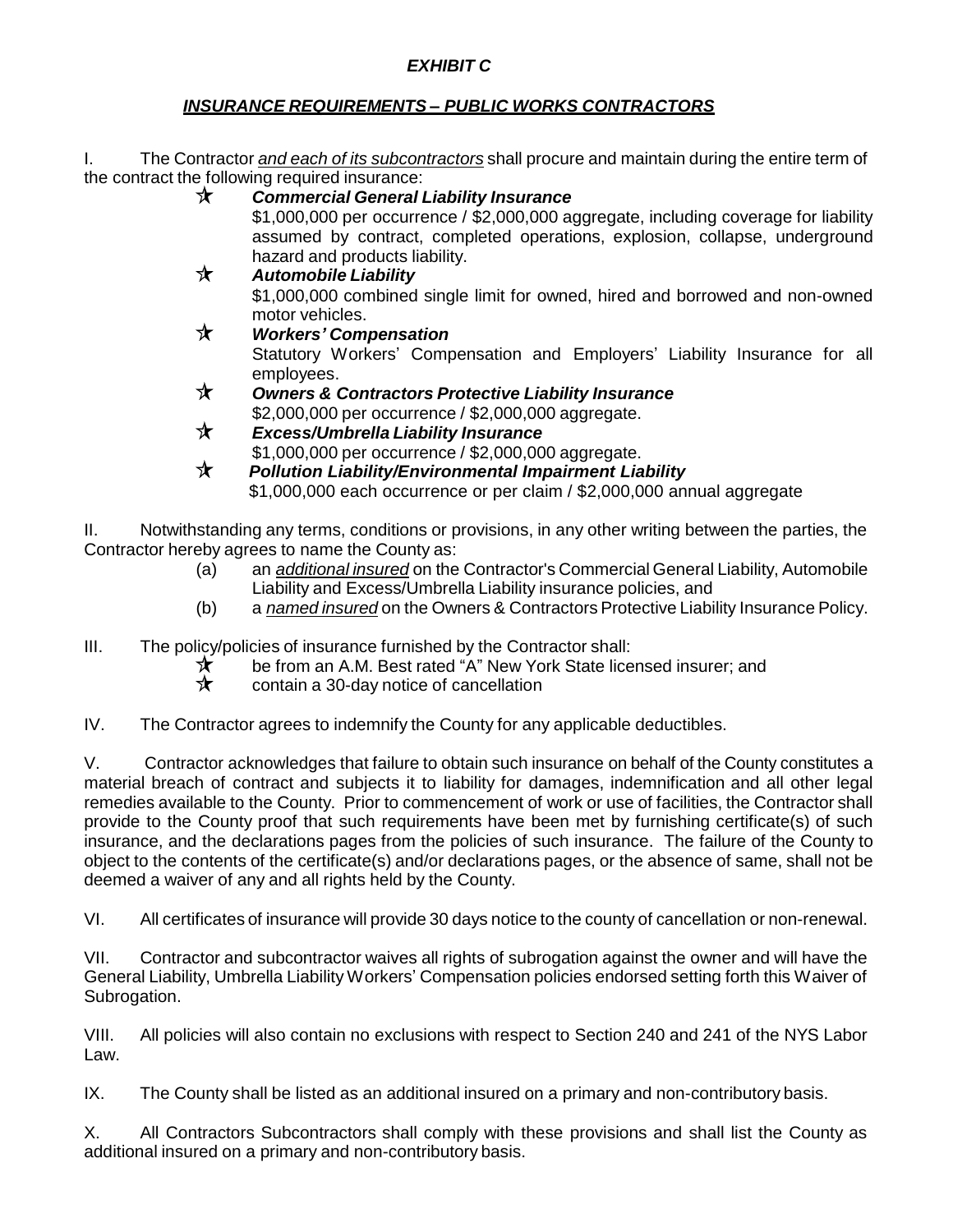***EXHIBIT C***

***INSURANCE REQUIREMENTS – PUBLIC WORKS CONTRACTORS***

I. The Contractor *and each of its subcontractors* shall procure and maintain during the entire term of the contract the following required insurance:

- ***Commercial General Liability Insurance***
  $1,000,000 per occurrence / $2,000,000 aggregate, including coverage for liability assumed by contract, completed operations, explosion, collapse, underground hazard and products liability.
- ***Automobile Liability***
  $1,000,000 combined single limit for owned, hired and borrowed and non-owned motor vehicles.
- ***Workers' Compensation***
  Statutory Workers' Compensation and Employers' Liability Insurance for all employees.
- ***Owners & Contractors Protective Liability Insurance***
  $2,000,000 per occurrence / $2,000,000 aggregate.
- ***Excess/Umbrella Liability Insurance***
  $1,000,000 per occurrence / $2,000,000 aggregate.
- ***Pollution Liability/Environmental Impairment Liability***
  $1,000,000 each occurrence or per claim / $2,000,000 annual aggregate

II. Notwithstanding any terms, conditions or provisions, in any other writing between the parties, the Contractor hereby agrees to name the County as:

(a) an *additional insured* on the Contractor's Commercial General Liability, Automobile Liability and Excess/Umbrella Liability insurance policies, and

(b) a *named insured* on the Owners & Contractors Protective Liability Insurance Policy.

III. The policy/policies of insurance furnished by the Contractor shall:

- be from an A.M. Best rated "A" New York State licensed insurer; and
- contain a 30-day notice of cancellation

IV. The Contractor agrees to indemnify the County for any applicable deductibles.

V. Contractor acknowledges that failure to obtain such insurance on behalf of the County constitutes a material breach of contract and subjects it to liability for damages, indemnification and all other legal remedies available to the County. Prior to commencement of work or use of facilities, the Contractor shall provide to the County proof that such requirements have been met by furnishing certificate(s) of such insurance, and the declarations pages from the policies of such insurance. The failure of the County to object to the contents of the certificate(s) and/or declarations pages, or the absence of same, shall not be deemed a waiver of any and all rights held by the County.

VI. All certificates of insurance will provide 30 days notice to the county of cancellation or non-renewal.

VII. Contractor and subcontractor waives all rights of subrogation against the owner and will have the General Liability, Umbrella Liability Workers' Compensation policies endorsed setting forth this Waiver of Subrogation.

VIII. All policies will also contain no exclusions with respect to Section 240 and 241 of the NYS Labor Law.

IX. The County shall be listed as an additional insured on a primary and non-contributory basis.

X. All Contractors Subcontractors shall comply with these provisions and shall list the County as additional insured on a primary and non-contributory basis.